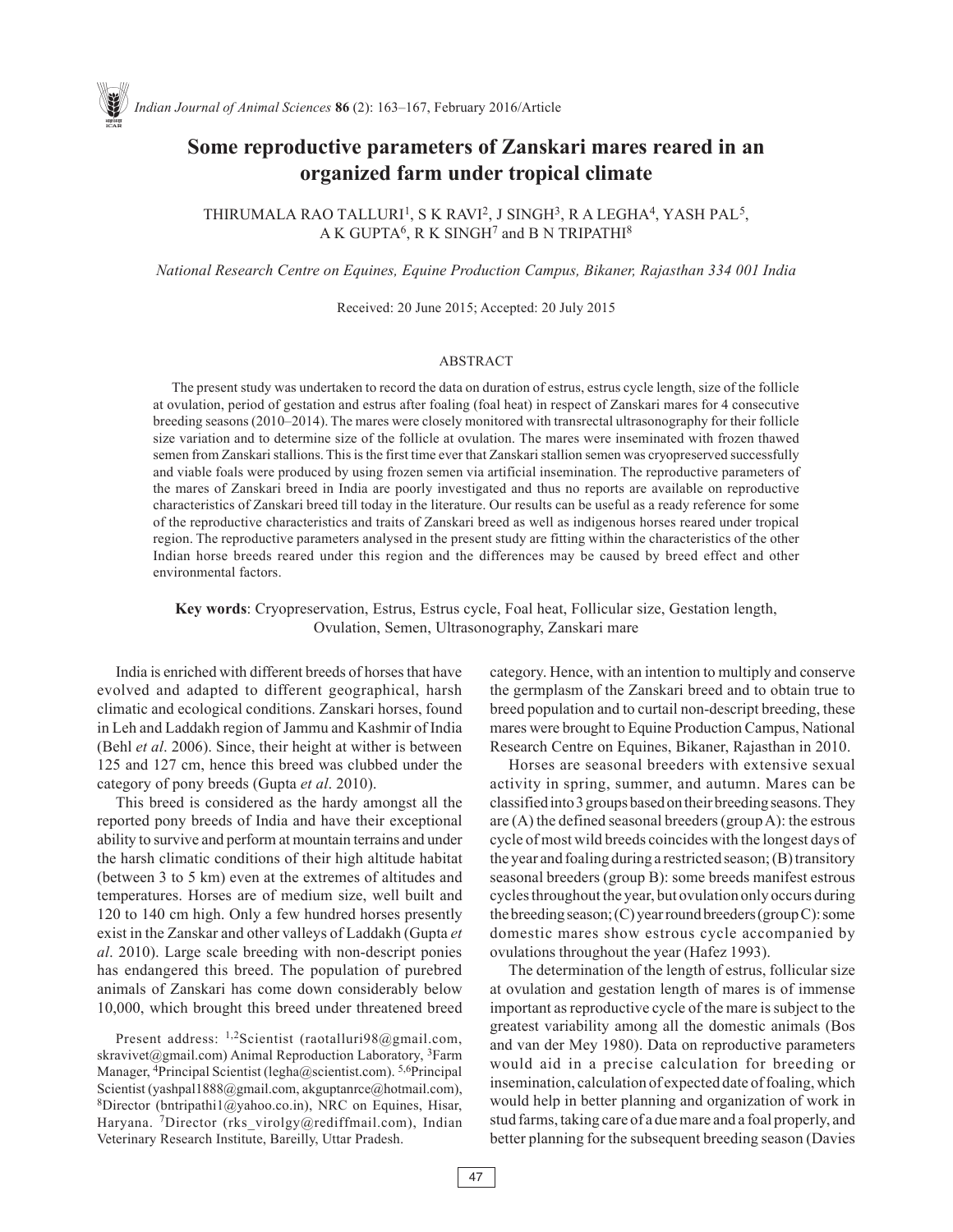# Some reproductive parameters of Zanskari mares reared in an organized farm under tropical climate

THIRUMALA RAO TALLURI[1], S K RAVI[2], J SINGH[3], R A LEGHA[4], YASH PAL[5], A K GUPTA[6], R K SINGH[7] and B N TRIPATHI[8]

*National Research Centre on Equines, Equine Production Campus, Bikaner, Rajasthan 334 001 India*

Received: 20 June 2015; Accepted: 20 July 2015

## ABSTRACT

The present study was undertaken to record the data on duration of estrus, estrus cycle length, size of the follicle at ovulation, period of gestation and estrus after foaling (foal heat) in respect of Zanskari mares for 4 consecutive breeding seasons (2010–2014). The mares were closely monitored with transrectal ultrasonography for their follicle size variation and to determine size of the follicle at ovulation. The mares were inseminated with frozen thawed semen from Zanskari stallions. This is the first time ever that Zanskari stallion semen was cryopreserved successfully and viable foals were produced by using frozen semen via artificial insemination. The reproductive parameters of the mares of Zanskari breed in India are poorly investigated and thus no reports are available on reproductive characteristics of Zanskari breed till today in the literature. Our results can be useful as a ready reference for some of the reproductive characteristics and traits of Zanskari breed as well as indigenous horses reared under tropical region. The reproductive parameters analysed in the present study are fitting within the characteristics of the other Indian horse breeds reared under this region and the differences may be caused by breed effect and other environmental factors.

**Key words**: Cryopreservation, Estrus, Estrus cycle, Foal heat, Follicular size, Gestation length, Ovulation, Semen, Ultrasonography, Zanskari mare

India is enriched with different breeds of horses that have evolved and adapted to different geographical, harsh climatic and ecological conditions. Zanskari horses, found in Leh and Laddakh region of Jammu and Kashmir of India (Behl *et al*. 2006). Since, their height at wither is between 125 and 127 cm, hence this breed was clubbed under the category of pony breeds (Gupta *et al*. 2010).

This breed is considered as the hardy amongst all the reported pony breeds of India and have their exceptional ability to survive and perform at mountain terrains and under the harsh climatic conditions of their high altitude habitat (between 3 to 5 km) even at the extremes of altitudes and temperatures. Horses are of medium size, well built and 120 to 140 cm high. Only a few hundred horses presently exist in the Zanskar and other valleys of Laddakh (Gupta *et al*. 2010). Large scale breeding with non-descript ponies has endangered this breed. The population of purebred animals of Zanskari has come down considerably below 10,000, which brought this breed under threatened breed category. Hence, with an intention to multiply and conserve the germplasm of the Zanskari breed and to obtain true to breed population and to curtail non-descript breeding, these mares were brought to Equine Production Campus, National Research Centre on Equines, Bikaner, Rajasthan in 2010.

Horses are seasonal breeders with extensive sexual activity in spring, summer, and autumn. Mares can be classified into 3 groups based on their breeding seasons. They are (A) the defined seasonal breeders (group A): the estrous cycle of most wild breeds coincides with the longest days of the year and foaling during a restricted season; (B) transitory seasonal breeders (group B): some breeds manifest estrous cycles throughout the year, but ovulation only occurs during the breeding season; (C) year round breeders (group C): some domestic mares show estrous cycle accompanied by ovulations throughout the year (Hafez 1993).

The determination of the length of estrus, follicular size at ovulation and gestation length of mares is of immense important as reproductive cycle of the mare is subject to the greatest variability among all the domestic animals (Bos and van der Mey 1980). Data on reproductive parameters would aid in a precise calculation for breeding or insemination, calculation of expected date of foaling, which would help in better planning and organization of work in stud farms, taking care of a due mare and a foal properly, and better planning for the subsequent breeding season (Davies

Present address: [1,2]Scientist (raotalluri98@gmail.com, skravivet@gmail.com) Animal Reproduction Laboratory, [3]Farm Manager, [4]Principal Scientist (legha@scientist.com). [5,6]Principal Scientist (yashpal1888@gmail.com, akguptanrce@hotmail.com), [8]Director (bntripathi1@yahoo.co.in), NRC on Equines, Hisar, Haryana. [7]Director (rks_virolgy@rediffmail.com), Indian Veterinary Research Institute, Bareilly, Uttar Pradesh.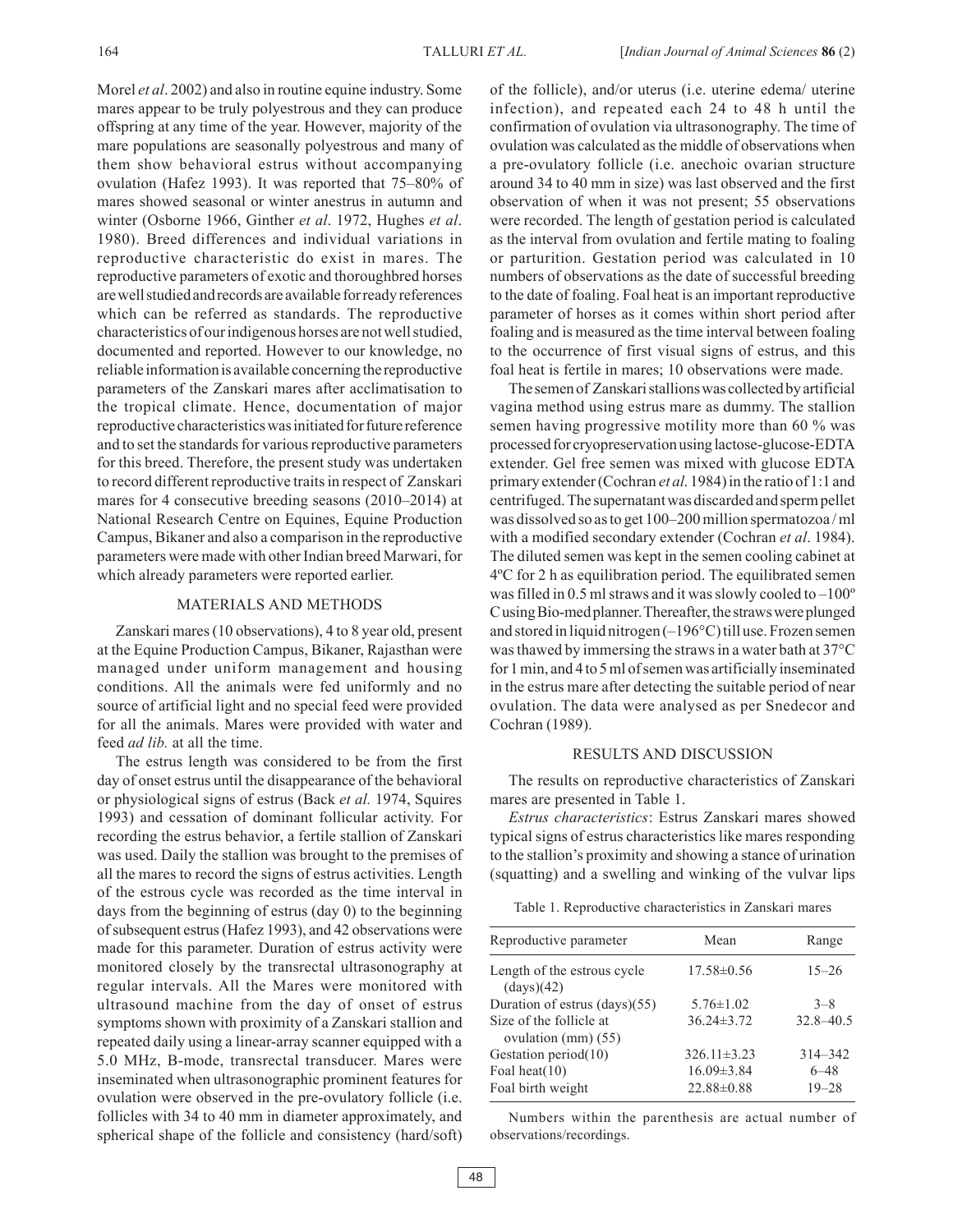Morel *et al*. 2002) and also in routine equine industry. Some mares appear to be truly polyestrous and they can produce offspring at any time of the year. However, majority of the mare populations are seasonally polyestrous and many of them show behavioral estrus without accompanying ovulation (Hafez 1993). It was reported that 75–80% of mares showed seasonal or winter anestrus in autumn and winter (Osborne 1966, Ginther *et al*. 1972, Hughes *et al*. 1980). Breed differences and individual variations in reproductive characteristic do exist in mares. The reproductive parameters of exotic and thoroughbred horses are well studied and records are available for ready references which can be referred as standards. The reproductive characteristics of our indigenous horses are not well studied, documented and reported. However to our knowledge, no reliable information is available concerning the reproductive parameters of the Zanskari mares after acclimatisation to the tropical climate. Hence, documentation of major reproductive characteristics was initiated for future reference and to set the standards for various reproductive parameters for this breed. Therefore, the present study was undertaken to record different reproductive traits in respect of Zanskari mares for 4 consecutive breeding seasons (2010–2014) at National Research Centre on Equines, Equine Production Campus, Bikaner and also a comparison in the reproductive parameters were made with other Indian breed Marwari, for which already parameters were reported earlier.

## MATERIALS AND METHODS

Zanskari mares (10 observations), 4 to 8 year old, present at the Equine Production Campus, Bikaner, Rajasthan were managed under uniform management and housing conditions. All the animals were fed uniformly and no source of artificial light and no special feed were provided for all the animals. Mares were provided with water and feed *ad lib.* at all the time.

The estrus length was considered to be from the first day of onset estrus until the disappearance of the behavioral or physiological signs of estrus (Back *et al.* 1974, Squires 1993) and cessation of dominant follicular activity. For recording the estrus behavior, a fertile stallion of Zanskari was used. Daily the stallion was brought to the premises of all the mares to record the signs of estrus activities. Length of the estrous cycle was recorded as the time interval in days from the beginning of estrus (day 0) to the beginning of subsequent estrus (Hafez 1993), and 42 observations were made for this parameter. Duration of estrus activity were monitored closely by the transrectal ultrasonography at regular intervals. All the Mares were monitored with ultrasound machine from the day of onset of estrus symptoms shown with proximity of a Zanskari stallion and repeated daily using a linear-array scanner equipped with a 5.0 MHz, B-mode, transrectal transducer. Mares were inseminated when ultrasonographic prominent features for ovulation were observed in the pre-ovulatory follicle (i.e. follicles with 34 to 40 mm in diameter approximately, and spherical shape of the follicle and consistency (hard/soft) of the follicle), and/or uterus (i.e. uterine edema/ uterine infection), and repeated each 24 to 48 h until the confirmation of ovulation via ultrasonography. The time of ovulation was calculated as the middle of observations when a pre-ovulatory follicle (i.e. anechoic ovarian structure around 34 to 40 mm in size) was last observed and the first observation of when it was not present; 55 observations were recorded. The length of gestation period is calculated as the interval from ovulation and fertile mating to foaling or parturition. Gestation period was calculated in 10 numbers of observations as the date of successful breeding to the date of foaling. Foal heat is an important reproductive parameter of horses as it comes within short period after foaling and is measured as the time interval between foaling to the occurrence of first visual signs of estrus, and this foal heat is fertile in mares; 10 observations were made.

The semen of Zanskari stallions was collected by artificial vagina method using estrus mare as dummy. The stallion semen having progressive motility more than 60 % was processed for cryopreservation using lactose-glucose-EDTA extender. Gel free semen was mixed with glucose EDTA primary extender (Cochran *et al*. 1984) in the ratio of 1:1 and centrifuged. The supernatant was discarded and sperm pellet was dissolved so as to get 100–200 million spermatozoa / ml with a modified secondary extender (Cochran *et al*. 1984). The diluted semen was kept in the semen cooling cabinet at 4ºC for 2 h as equilibration period. The equilibrated semen was filled in 0.5 ml straws and it was slowly cooled to –100º C using Bio-med planner. Thereafter, the straws were plunged and stored in liquid nitrogen (–196°C) till use. Frozen semen was thawed by immersing the straws in a water bath at 37°C for 1 min, and 4 to 5 ml of semen was artificially inseminated in the estrus mare after detecting the suitable period of near ovulation. The data were analysed as per Snedecor and Cochran (1989).

## RESULTS AND DISCUSSION

The results on reproductive characteristics of Zanskari mares are presented in Table 1.

*Estrus characteristics*: Estrus Zanskari mares showed typical signs of estrus characteristics like mares responding to the stallion's proximity and showing a stance of urination (squatting) and a swelling and winking of the vulvar lips

Table 1. Reproductive characteristics in Zanskari mares

| Reproductive parameter | Mean | Range |
|---|---|---|
| Length of the estrous cycle (days)(42) | 17.58±0.56 | 15–26 |
| Duration of estrus (days)(55) | 5.76±1.02 | 3–8 |
| Size of the follicle at ovulation (mm) (55) | 36.24±3.72 | 32.8–40.5 |
| Gestation period(10) | 326.11±3.23 | 314–342 |
| Foal heat(10) | 16.09±3.84 | 6–48 |
| Foal birth weight | 22.88±0.88 | 19–28 |

Numbers within the parenthesis are actual number of observations/recordings.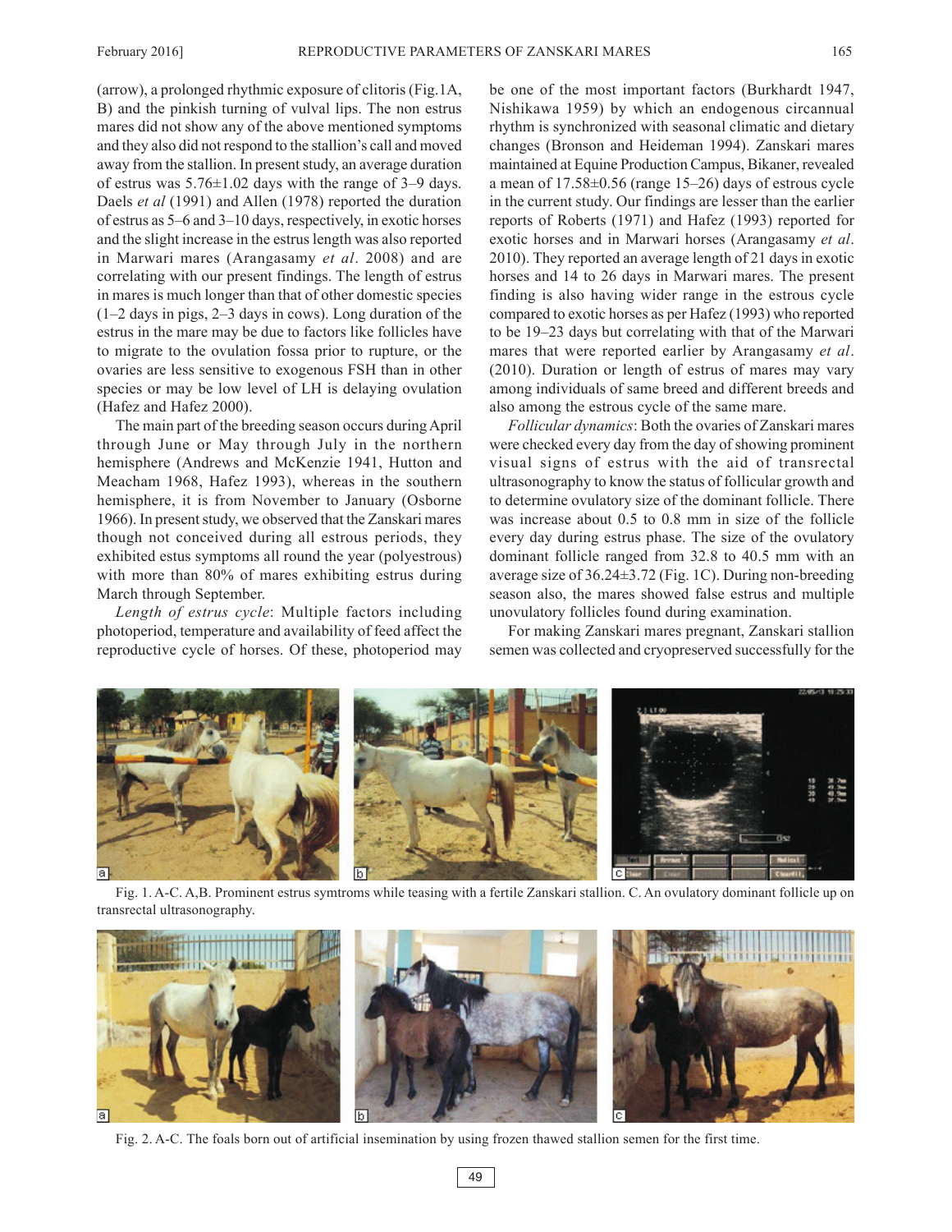(arrow), a prolonged rhythmic exposure of clitoris (Fig.1A, B) and the pinkish turning of vulval lips. The non estrus mares did not show any of the above mentioned symptoms and they also did not respond to the stallion's call and moved away from the stallion. In present study, an average duration of estrus was 5.76±1.02 days with the range of 3–9 days. Daels *et al* (1991) and Allen (1978) reported the duration of estrus as 5–6 and 3–10 days, respectively, in exotic horses and the slight increase in the estrus length was also reported in Marwari mares (Arangasamy *et al*. 2008) and are correlating with our present findings. The length of estrus in mares is much longer than that of other domestic species (1–2 days in pigs, 2–3 days in cows). Long duration of the estrus in the mare may be due to factors like follicles have to migrate to the ovulation fossa prior to rupture, or the ovaries are less sensitive to exogenous FSH than in other species or may be low level of LH is delaying ovulation (Hafez and Hafez 2000).

The main part of the breeding season occurs during April through June or May through July in the northern hemisphere (Andrews and McKenzie 1941, Hutton and Meacham 1968, Hafez 1993), whereas in the southern hemisphere, it is from November to January (Osborne 1966). In present study, we observed that the Zanskari mares though not conceived during all estrous periods, they exhibited estus symptoms all round the year (polyestrous) with more than 80% of mares exhibiting estrus during March through September.

*Length of estrus cycle*: Multiple factors including photoperiod, temperature and availability of feed affect the reproductive cycle of horses. Of these, photoperiod may be one of the most important factors (Burkhardt 1947, Nishikawa 1959) by which an endogenous circannual rhythm is synchronized with seasonal climatic and dietary changes (Bronson and Heideman 1994). Zanskari mares maintained at Equine Production Campus, Bikaner, revealed a mean of 17.58±0.56 (range 15–26) days of estrous cycle in the current study. Our findings are lesser than the earlier reports of Roberts (1971) and Hafez (1993) reported for exotic horses and in Marwari horses (Arangasamy *et al*. 2010). They reported an average length of 21 days in exotic horses and 14 to 26 days in Marwari mares. The present finding is also having wider range in the estrous cycle compared to exotic horses as per Hafez (1993) who reported to be 19–23 days but correlating with that of the Marwari mares that were reported earlier by Arangasamy *et al*. (2010). Duration or length of estrus of mares may vary among individuals of same breed and different breeds and also among the estrous cycle of the same mare.

*Follicular dynamics*: Both the ovaries of Zanskari mares were checked every day from the day of showing prominent visual signs of estrus with the aid of transrectal ultrasonography to know the status of follicular growth and to determine ovulatory size of the dominant follicle. There was increase about 0.5 to 0.8 mm in size of the follicle every day during estrus phase. The size of the ovulatory dominant follicle ranged from 32.8 to 40.5 mm with an average size of 36.24±3.72 (Fig. 1C). During non-breeding season also, the mares showed false estrus and multiple unovulatory follicles found during examination.

For making Zanskari mares pregnant, Zanskari stallion semen was collected and cryopreserved successfully for the

Fig. 1. A-C. A,B. Prominent estrus symtroms while teasing with a fertile Zanskari stallion. C. An ovulatory dominant follicle up on transrectal ultrasonography.

Fig. 2. A-C. The foals born out of artificial insemination by using frozen thawed stallion semen for the first time.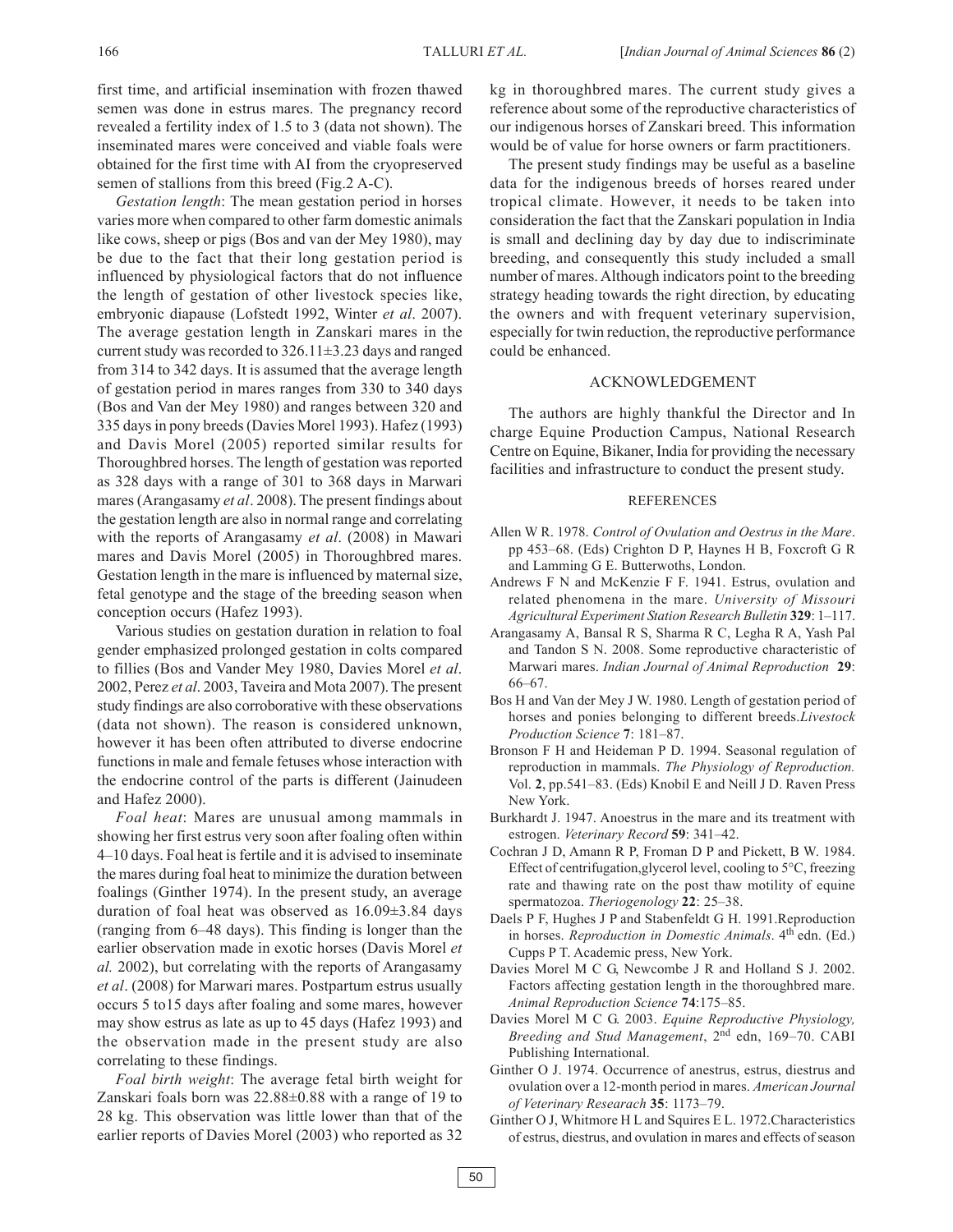first time, and artificial insemination with frozen thawed semen was done in estrus mares. The pregnancy record revealed a fertility index of 1.5 to 3 (data not shown). The inseminated mares were conceived and viable foals were obtained for the first time with AI from the cryopreserved semen of stallions from this breed (Fig.2 A-C).

*Gestation length*: The mean gestation period in horses varies more when compared to other farm domestic animals like cows, sheep or pigs (Bos and van der Mey 1980), may be due to the fact that their long gestation period is influenced by physiological factors that do not influence the length of gestation of other livestock species like, embryonic diapause (Lofstedt 1992, Winter *et al*. 2007). The average gestation length in Zanskari mares in the current study was recorded to 326.11±3.23 days and ranged from 314 to 342 days. It is assumed that the average length of gestation period in mares ranges from 330 to 340 days (Bos and Van der Mey 1980) and ranges between 320 and 335 days in pony breeds (Davies Morel 1993). Hafez (1993) and Davis Morel (2005) reported similar results for Thoroughbred horses. The length of gestation was reported as 328 days with a range of 301 to 368 days in Marwari mares (Arangasamy *et al*. 2008). The present findings about the gestation length are also in normal range and correlating with the reports of Arangasamy *et al*. (2008) in Mawari mares and Davis Morel (2005) in Thoroughbred mares. Gestation length in the mare is influenced by maternal size, fetal genotype and the stage of the breeding season when conception occurs (Hafez 1993).

Various studies on gestation duration in relation to foal gender emphasized prolonged gestation in colts compared to fillies (Bos and Vander Mey 1980, Davies Morel *et al*. 2002, Perez *et al*. 2003, Taveira and Mota 2007). The present study findings are also corroborative with these observations (data not shown). The reason is considered unknown, however it has been often attributed to diverse endocrine functions in male and female fetuses whose interaction with the endocrine control of the parts is different (Jainudeen and Hafez 2000).

*Foal heat*: Mares are unusual among mammals in showing her first estrus very soon after foaling often within 4–10 days. Foal heat is fertile and it is advised to inseminate the mares during foal heat to minimize the duration between foalings (Ginther 1974). In the present study, an average duration of foal heat was observed as 16.09±3.84 days (ranging from 6–48 days). This finding is longer than the earlier observation made in exotic horses (Davis Morel *et al.* 2002), but correlating with the reports of Arangasamy *et al*. (2008) for Marwari mares. Postpartum estrus usually occurs 5 to15 days after foaling and some mares, however may show estrus as late as up to 45 days (Hafez 1993) and the observation made in the present study are also correlating to these findings.

*Foal birth weight*: The average fetal birth weight for Zanskari foals born was 22.88±0.88 with a range of 19 to 28 kg. This observation was little lower than that of the earlier reports of Davies Morel (2003) who reported as 32 kg in thoroughbred mares. The current study gives a reference about some of the reproductive characteristics of our indigenous horses of Zanskari breed. This information would be of value for horse owners or farm practitioners.

The present study findings may be useful as a baseline data for the indigenous breeds of horses reared under tropical climate. However, it needs to be taken into consideration the fact that the Zanskari population in India is small and declining day by day due to indiscriminate breeding, and consequently this study included a small number of mares. Although indicators point to the breeding strategy heading towards the right direction, by educating the owners and with frequent veterinary supervision, especially for twin reduction, the reproductive performance could be enhanced.

## ACKNOWLEDGEMENT

The authors are highly thankful the Director and In charge Equine Production Campus, National Research Centre on Equine, Bikaner, India for providing the necessary facilities and infrastructure to conduct the present study.

## REFERENCES

Allen W R. 1978. *Control of Ovulation and Oestrus in the Mare*. pp 453–68. (Eds) Crighton D P, Haynes H B, Foxcroft G R and Lamming G E. Butterwoths, London.

Andrews F N and McKenzie F F. 1941. Estrus, ovulation and related phenomena in the mare. *University of Missouri Agricultural Experiment Station Research Bulletin* **329**: 1–117.

Arangasamy A, Bansal R S, Sharma R C, Legha R A, Yash Pal and Tandon S N. 2008. Some reproductive characteristic of Marwari mares. *Indian Journal of Animal Reproduction* **29**: 66–67.

Bos H and Van der Mey J W. 1980. Length of gestation period of horses and ponies belonging to different breeds.*Livestock Production Science* **7**: 181–87.

Bronson F H and Heideman P D. 1994. Seasonal regulation of reproduction in mammals. *The Physiology of Reproduction.* Vol. **2**, pp.541–83. (Eds) Knobil E and Neill J D. Raven Press New York.

Burkhardt J. 1947. Anoestrus in the mare and its treatment with estrogen. *Veterinary Record* **59**: 341–42.

Cochran J D, Amann R P, Froman D P and Pickett, B W. 1984. Effect of centrifugation,glycerol level, cooling to 5°C, freezing rate and thawing rate on the post thaw motility of equine spermatozoa. *Theriogenology* **22**: 25–38.

Daels P F, Hughes J P and Stabenfeldt G H. 1991.Reproduction in horses. *Reproduction in Domestic Animals*. 4th edn. (Ed.) Cupps P T. Academic press, New York.

Davies Morel M C G, Newcombe J R and Holland S J. 2002. Factors affecting gestation length in the thoroughbred mare. *Animal Reproduction Science* **74**:175–85.

Davies Morel M C G. 2003. *Equine Reproductive Physiology, Breeding and Stud Management*, 2nd edn, 169–70. CABI Publishing International.

Ginther O J. 1974. Occurrence of anestrus, estrus, diestrus and ovulation over a 12-month period in mares. *American Journal of Veterinary Researach* **35**: 1173–79.

Ginther O J, Whitmore H L and Squires E L. 1972.Characteristics of estrus, diestrus, and ovulation in mares and effects of season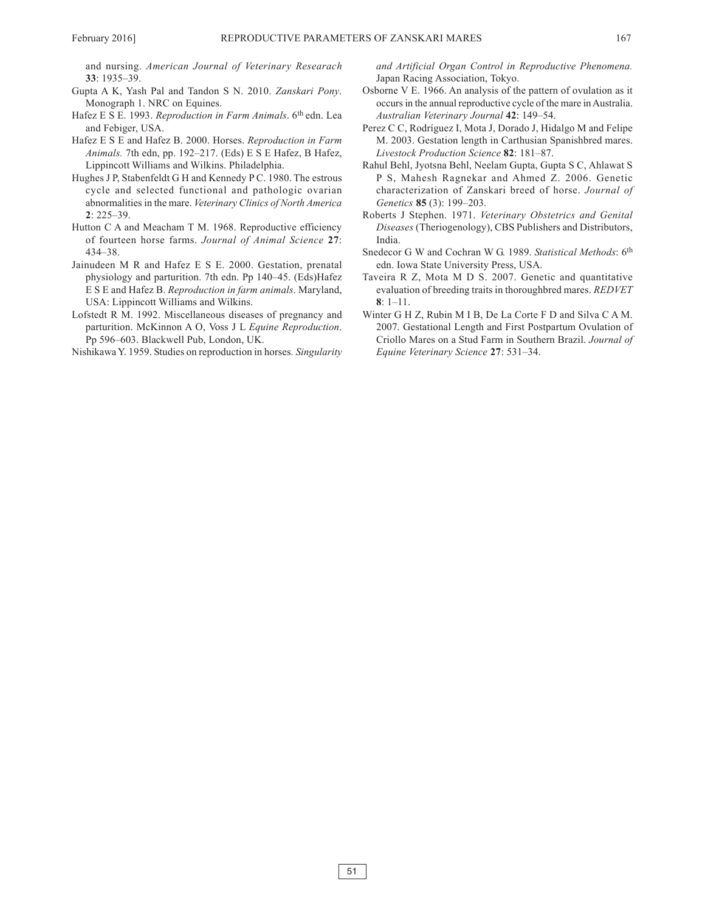and nursing. *American Journal of Veterinary Researach* **33**: 1935–39.

Gupta A K, Yash Pal and Tandon S N. 2010. *Zanskari Pony*. Monograph 1. NRC on Equines.

Hafez E S E. 1993. *Reproduction in Farm Animals*. 6th edn. Lea and Febiger, USA.

Hafez E S E and Hafez B. 2000. Horses. *Reproduction in Farm Animals.* 7th edn, pp. 192–217. (Eds) E S E Hafez, B Hafez, Lippincott Williams and Wilkins. Philadelphia.

Hughes J P, Stabenfeldt G H and Kennedy P C. 1980. The estrous cycle and selected functional and pathologic ovarian abnormalities in the mare. *Veterinary Clinics of North America* **2**: 225–39.

Hutton C A and Meacham T M. 1968. Reproductive efficiency of fourteen horse farms. *Journal of Animal Science* **27**: 434–38.

Jainudeen M R and Hafez E S E. 2000. Gestation, prenatal physiology and parturition. 7th edn. Pp 140–45. (Eds)Hafez E S E and Hafez B. *Reproduction in farm animals*. Maryland, USA: Lippincott Williams and Wilkins.

Lofstedt R M. 1992. Miscellaneous diseases of pregnancy and parturition. McKinnon A O, Voss J L *Equine Reproduction*. Pp 596–603. Blackwell Pub, London, UK.

Nishikawa Y. 1959. Studies on reproduction in horses. *Singularity and Artificial Organ Control in Reproductive Phenomena.* Japan Racing Association, Tokyo.

Osborne V E. 1966. An analysis of the pattern of ovulation as it occurs in the annual reproductive cycle of the mare in Australia. *Australian Veterinary Journal* **42**: 149–54.

Perez C C, Rodríguez I, Mota J, Dorado J, Hidalgo M and Felipe M. 2003. Gestation length in Carthusian Spanishbred mares. *Livestock Production Science* **82**: 181–87.

Rahul Behl, Jyotsna Behl, Neelam Gupta, Gupta S C, Ahlawat S P S, Mahesh Ragnekar and Ahmed Z. 2006. Genetic characterization of Zanskari breed of horse. *Journal of Genetics* **85** (3): 199–203.

Roberts J Stephen. 1971. *Veterinary Obstetrics and Genital Diseases* (Theriogenology), CBS Publishers and Distributors, India.

Snedecor G W and Cochran W G. 1989. *Statistical Methods*: 6th edn. Iowa State University Press, USA.

Taveira R Z, Mota M D S. 2007. Genetic and quantitative evaluation of breeding traits in thoroughbred mares. *REDVET* **8**: 1–11.

Winter G H Z, Rubin M I B, De La Corte F D and Silva C A M. 2007. Gestational Length and First Postpartum Ovulation of Criollo Mares on a Stud Farm in Southern Brazil. *Journal of Equine Veterinary Science* **27**: 531–34.